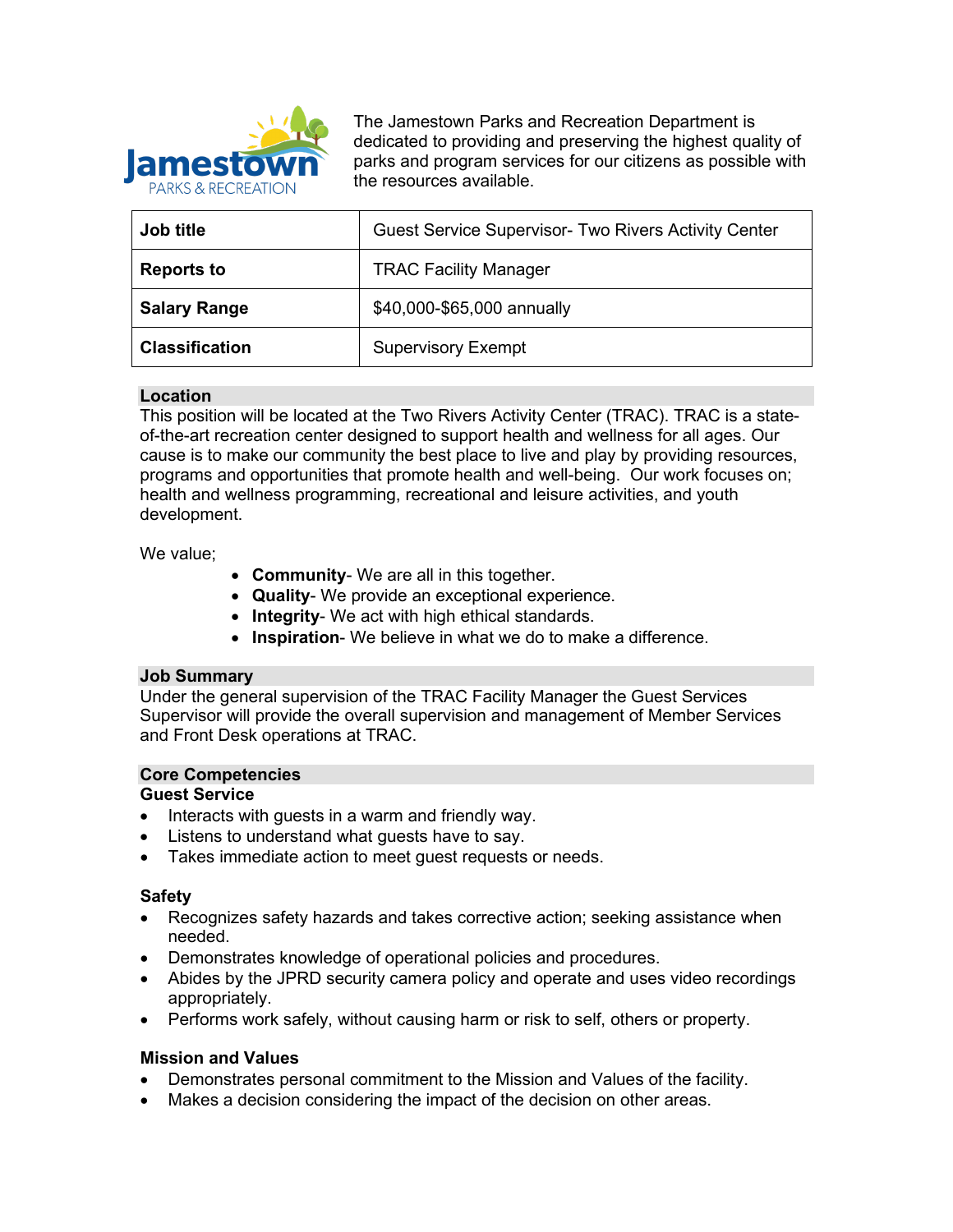Jamestown PARKS & RECREATION

The Jamestown Parks and Recreation Department is dedicated to providing and preserving the highest quality of parks and program services for our citizens as possible with the resources available.

| | |
|---|---|
| **Job title** | Guest Service Supervisor- Two Rivers Activity Center |
| **Reports to** | TRAC Facility Manager |
| **Salary Range** | $40,000-$65,000 annually |
| **Classification** | Supervisory Exempt |

## Location

This position will be located at the Two Rivers Activity Center (TRAC). TRAC is a state-of-the-art recreation center designed to support health and wellness for all ages. Our cause is to make our community the best place to live and play by providing resources, programs and opportunities that promote health and well-being. Our work focuses on; health and wellness programming, recreational and leisure activities, and youth development.

We value;

- **Community**- We are all in this together.
- **Quality**- We provide an exceptional experience.
- **Integrity**- We act with high ethical standards.
- **Inspiration**- We believe in what we do to make a difference.

## Job Summary

Under the general supervision of the TRAC Facility Manager the Guest Services Supervisor will provide the overall supervision and management of Member Services and Front Desk operations at TRAC.

## Core Competencies

### Guest Service

- Interacts with guests in a warm and friendly way.
- Listens to understand what guests have to say.
- Takes immediate action to meet guest requests or needs.

### Safety

- Recognizes safety hazards and takes corrective action; seeking assistance when needed.
- Demonstrates knowledge of operational policies and procedures.
- Abides by the JPRD security camera policy and operate and uses video recordings appropriately.
- Performs work safely, without causing harm or risk to self, others or property.

### Mission and Values

- Demonstrates personal commitment to the Mission and Values of the facility.
- Makes a decision considering the impact of the decision on other areas.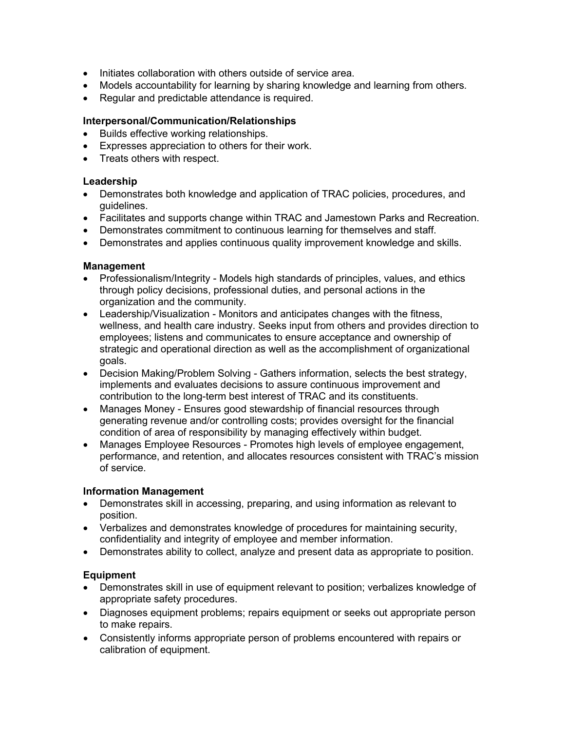- Initiates collaboration with others outside of service area.
- Models accountability for learning by sharing knowledge and learning from others.
- Regular and predictable attendance is required.

**Interpersonal/Communication/Relationships**

- Builds effective working relationships.
- Expresses appreciation to others for their work.
- Treats others with respect.

**Leadership**

- Demonstrates both knowledge and application of TRAC policies, procedures, and guidelines.
- Facilitates and supports change within TRAC and Jamestown Parks and Recreation.
- Demonstrates commitment to continuous learning for themselves and staff.
- Demonstrates and applies continuous quality improvement knowledge and skills.

**Management**

- Professionalism/Integrity - Models high standards of principles, values, and ethics through policy decisions, professional duties, and personal actions in the organization and the community.
- Leadership/Visualization - Monitors and anticipates changes with the fitness, wellness, and health care industry. Seeks input from others and provides direction to employees; listens and communicates to ensure acceptance and ownership of strategic and operational direction as well as the accomplishment of organizational goals.
- Decision Making/Problem Solving - Gathers information, selects the best strategy, implements and evaluates decisions to assure continuous improvement and contribution to the long-term best interest of TRAC and its constituents.
- Manages Money - Ensures good stewardship of financial resources through generating revenue and/or controlling costs; provides oversight for the financial condition of area of responsibility by managing effectively within budget.
- Manages Employee Resources - Promotes high levels of employee engagement, performance, and retention, and allocates resources consistent with TRAC's mission of service.

**Information Management**

- Demonstrates skill in accessing, preparing, and using information as relevant to position.
- Verbalizes and demonstrates knowledge of procedures for maintaining security, confidentiality and integrity of employee and member information.
- Demonstrates ability to collect, analyze and present data as appropriate to position.

**Equipment**

- Demonstrates skill in use of equipment relevant to position; verbalizes knowledge of appropriate safety procedures.
- Diagnoses equipment problems; repairs equipment or seeks out appropriate person to make repairs.
- Consistently informs appropriate person of problems encountered with repairs or calibration of equipment.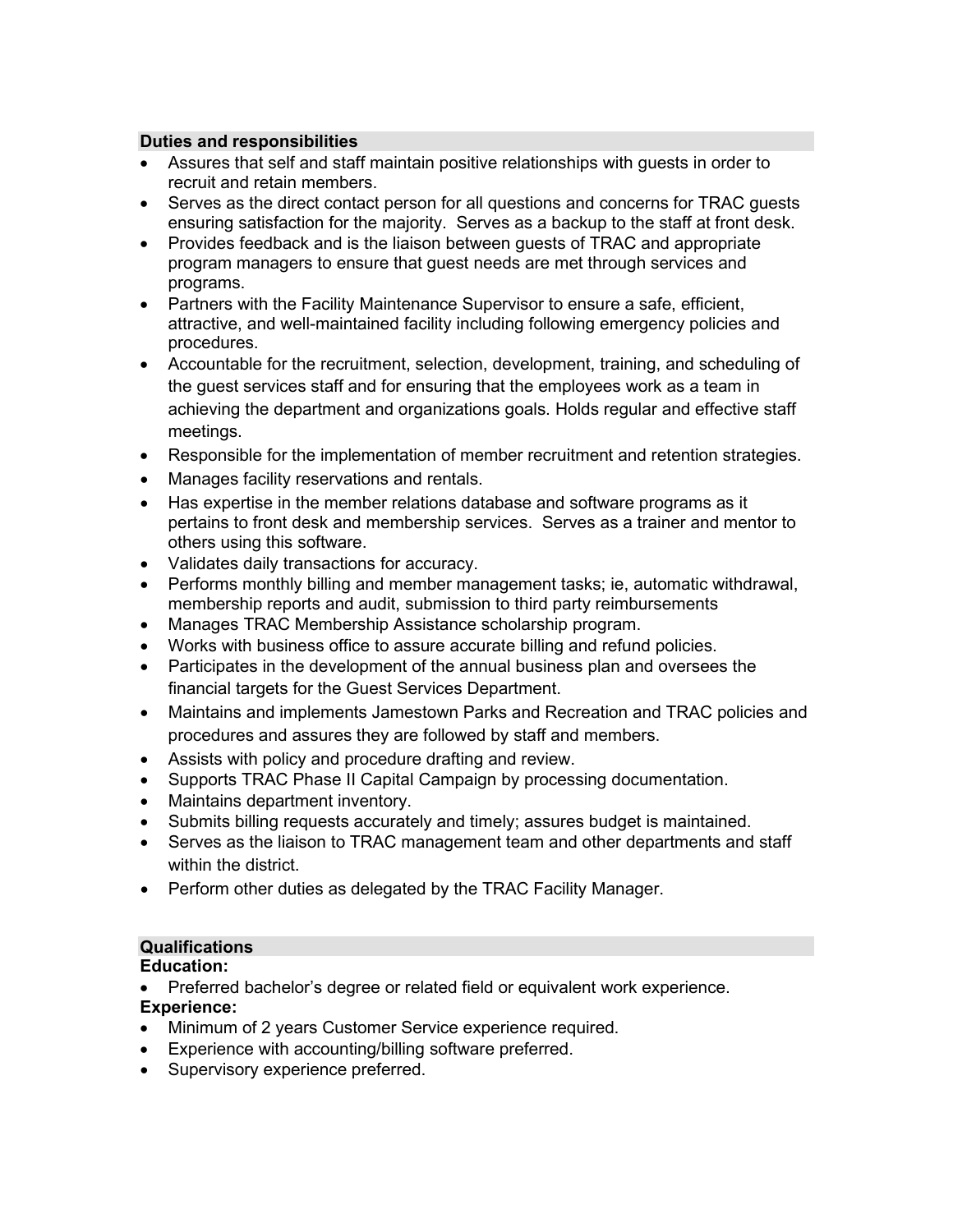## Duties and responsibilities

- Assures that self and staff maintain positive relationships with guests in order to recruit and retain members.
- Serves as the direct contact person for all questions and concerns for TRAC guests ensuring satisfaction for the majority. Serves as a backup to the staff at front desk.
- Provides feedback and is the liaison between guests of TRAC and appropriate program managers to ensure that guest needs are met through services and programs.
- Partners with the Facility Maintenance Supervisor to ensure a safe, efficient, attractive, and well-maintained facility including following emergency policies and procedures.
- Accountable for the recruitment, selection, development, training, and scheduling of the guest services staff and for ensuring that the employees work as a team in achieving the department and organizations goals. Holds regular and effective staff meetings.
- Responsible for the implementation of member recruitment and retention strategies.
- Manages facility reservations and rentals.
- Has expertise in the member relations database and software programs as it pertains to front desk and membership services. Serves as a trainer and mentor to others using this software.
- Validates daily transactions for accuracy.
- Performs monthly billing and member management tasks; ie, automatic withdrawal, membership reports and audit, submission to third party reimbursements
- Manages TRAC Membership Assistance scholarship program.
- Works with business office to assure accurate billing and refund policies.
- Participates in the development of the annual business plan and oversees the financial targets for the Guest Services Department.
- Maintains and implements Jamestown Parks and Recreation and TRAC policies and procedures and assures they are followed by staff and members.
- Assists with policy and procedure drafting and review.
- Supports TRAC Phase II Capital Campaign by processing documentation.
- Maintains department inventory.
- Submits billing requests accurately and timely; assures budget is maintained.
- Serves as the liaison to TRAC management team and other departments and staff within the district.
- Perform other duties as delegated by the TRAC Facility Manager.

## Qualifications

**Education:**

- Preferred bachelor's degree or related field or equivalent work experience.

**Experience:**

- Minimum of 2 years Customer Service experience required.
- Experience with accounting/billing software preferred.
- Supervisory experience preferred.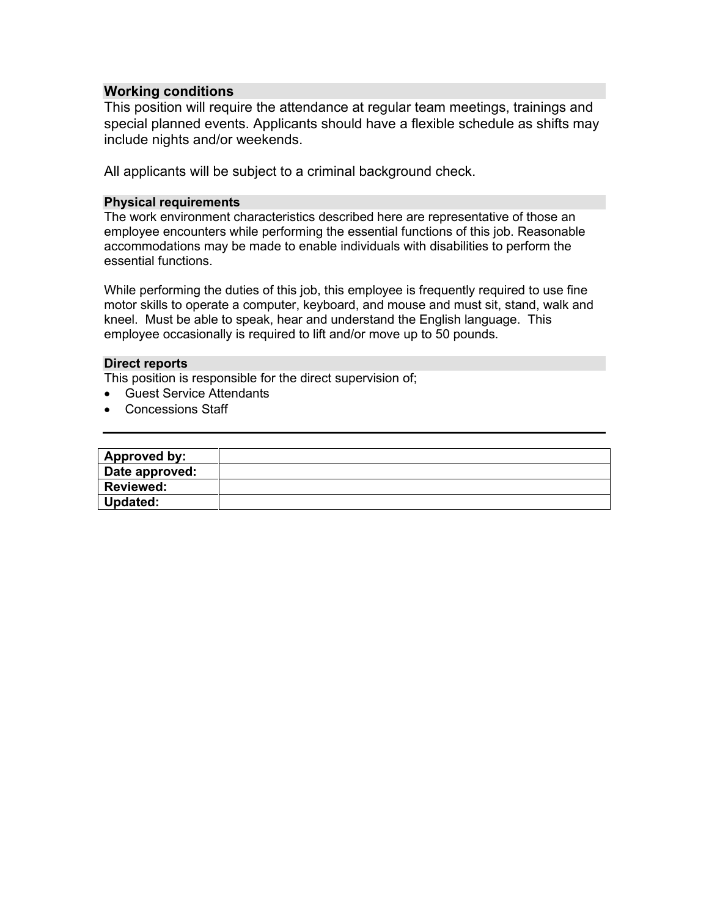## Working conditions

This position will require the attendance at regular team meetings, trainings and special planned events. Applicants should have a flexible schedule as shifts may include nights and/or weekends.

All applicants will be subject to a criminal background check.

## Physical requirements

The work environment characteristics described here are representative of those an employee encounters while performing the essential functions of this job. Reasonable accommodations may be made to enable individuals with disabilities to perform the essential functions.

While performing the duties of this job, this employee is frequently required to use fine motor skills to operate a computer, keyboard, and mouse and must sit, stand, walk and kneel. Must be able to speak, hear and understand the English language. This employee occasionally is required to lift and/or move up to 50 pounds.

## Direct reports

This position is responsible for the direct supervision of;

- Guest Service Attendants
- Concessions Staff

---

| | |
|---|---|
| **Approved by:** | |
| **Date approved:** | |
| **Reviewed:** | |
| **Updated:** | |